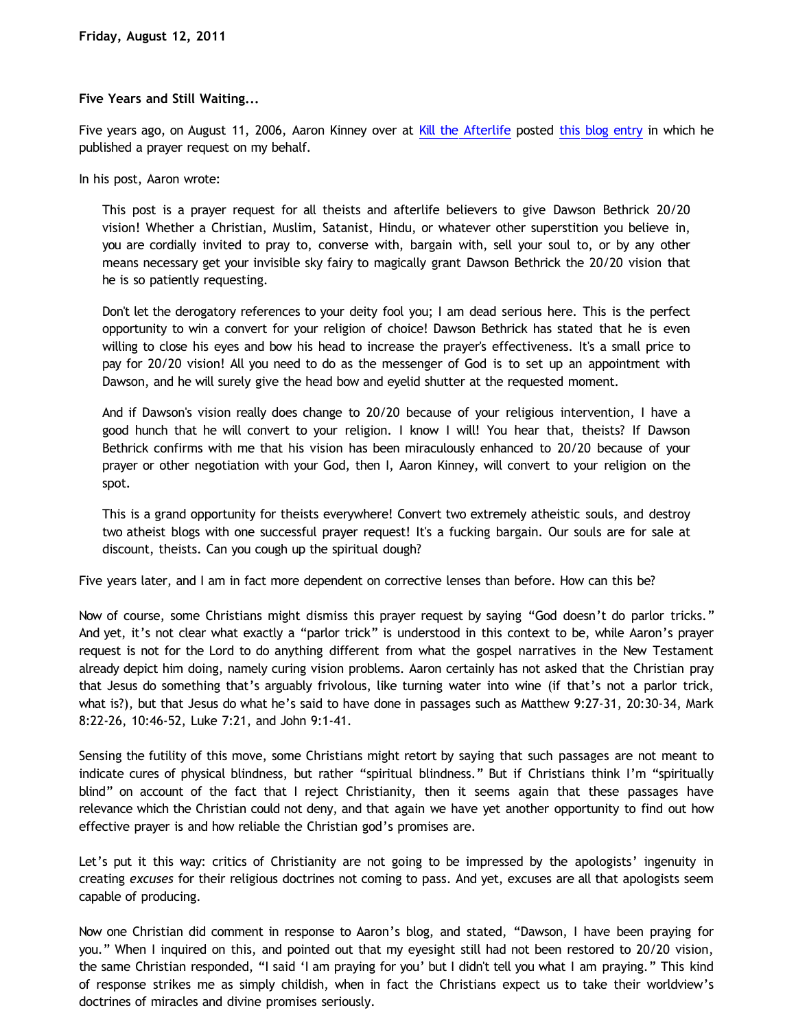**Friday, August 12, 2011**

**Five Years and Still Waiting...**

Five years ago, on August 11, 2006, Aaron Kinney over at Kill the Afterlife posted this blog entry in which he published a prayer request on my behalf.

In his post, Aaron wrote:

> This post is a prayer request for all theists and afterlife believers to give Dawson Bethrick 20/20 vision! Whether a Christian, Muslim, Satanist, Hindu, or whatever other superstition you believe in, you are cordially invited to pray to, converse with, bargain with, sell your soul to, or by any other means necessary get your invisible sky fairy to magically grant Dawson Bethrick the 20/20 vision that he is so patiently requesting.
>
> Don't let the derogatory references to your deity fool you; I am dead serious here. This is the perfect opportunity to win a convert for your religion of choice! Dawson Bethrick has stated that he is even willing to close his eyes and bow his head to increase the prayer's effectiveness. It's a small price to pay for 20/20 vision! All you need to do as the messenger of God is to set up an appointment with Dawson, and he will surely give the head bow and eyelid shutter at the requested moment.
>
> And if Dawson's vision really does change to 20/20 because of your religious intervention, I have a good hunch that he will convert to your religion. I know I will! You hear that, theists? If Dawson Bethrick confirms with me that his vision has been miraculously enhanced to 20/20 because of your prayer or other negotiation with your God, then I, Aaron Kinney, will convert to your religion on the spot.
>
> This is a grand opportunity for theists everywhere! Convert two extremely atheistic souls, and destroy two atheist blogs with one successful prayer request! It's a fucking bargain. Our souls are for sale at discount, theists. Can you cough up the spiritual dough?

Five years later, and I am in fact more dependent on corrective lenses than before. How can this be?

Now of course, some Christians might dismiss this prayer request by saying "God doesn't do parlor tricks." And yet, it's not clear what exactly a "parlor trick" is understood in this context to be, while Aaron's prayer request is not for the Lord to do anything different from what the gospel narratives in the New Testament already depict him doing, namely curing vision problems. Aaron certainly has not asked that the Christian pray that Jesus do something that's arguably frivolous, like turning water into wine (if that's not a parlor trick, what is?), but that Jesus do what he's said to have done in passages such as Matthew 9:27-31, 20:30-34, Mark 8:22-26, 10:46-52, Luke 7:21, and John 9:1-41.

Sensing the futility of this move, some Christians might retort by saying that such passages are not meant to indicate cures of physical blindness, but rather "spiritual blindness." But if Christians think I'm "spiritually blind" on account of the fact that I reject Christianity, then it seems again that these passages have relevance which the Christian could not deny, and that again we have yet another opportunity to find out how effective prayer is and how reliable the Christian god's promises are.

Let's put it this way: critics of Christianity are not going to be impressed by the apologists' ingenuity in creating *excuses* for their religious doctrines not coming to pass. And yet, excuses are all that apologists seem capable of producing.

Now one Christian did comment in response to Aaron's blog, and stated, "Dawson, I have been praying for you." When I inquired on this, and pointed out that my eyesight still had not been restored to 20/20 vision, the same Christian responded, "I said 'I am praying for you' but I didn't tell you what I am praying." This kind of response strikes me as simply childish, when in fact the Christians expect us to take their worldview's doctrines of miracles and divine promises seriously.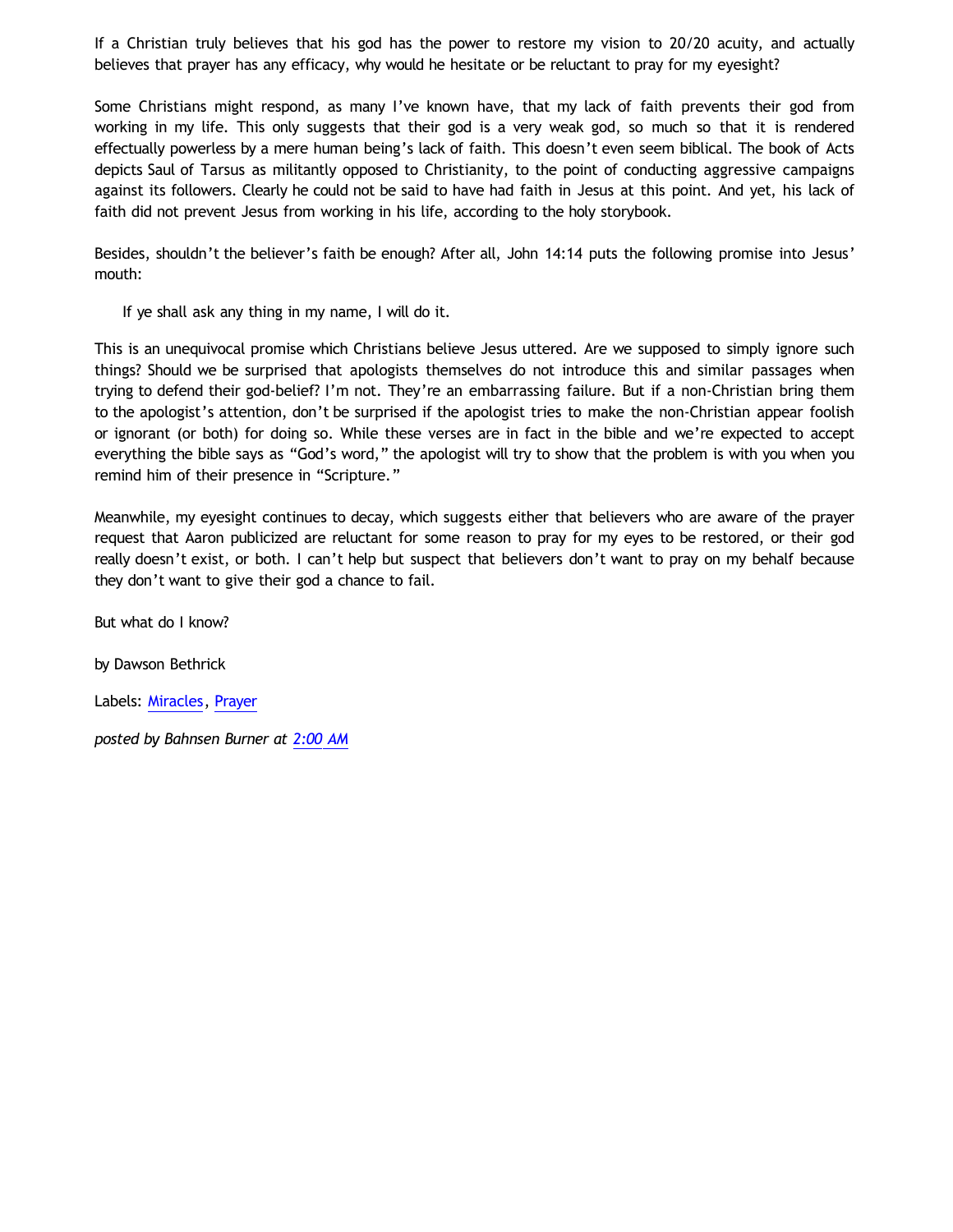If a Christian truly believes that his god has the power to restore my vision to 20/20 acuity, and actually believes that prayer has any efficacy, why would he hesitate or be reluctant to pray for my eyesight?

Some Christians might respond, as many I've known have, that my lack of faith prevents their god from working in my life. This only suggests that their god is a very weak god, so much so that it is rendered effectually powerless by a mere human being's lack of faith. This doesn't even seem biblical. The book of Acts depicts Saul of Tarsus as militantly opposed to Christianity, to the point of conducting aggressive campaigns against its followers. Clearly he could not be said to have had faith in Jesus at this point. And yet, his lack of faith did not prevent Jesus from working in his life, according to the holy storybook.

Besides, shouldn't the believer's faith be enough? After all, John 14:14 puts the following promise into Jesus' mouth:

> If ye shall ask any thing in my name, I will do it.

This is an unequivocal promise which Christians believe Jesus uttered. Are we supposed to simply ignore such things? Should we be surprised that apologists themselves do not introduce this and similar passages when trying to defend their god-belief? I'm not. They're an embarrassing failure. But if a non-Christian bring them to the apologist's attention, don't be surprised if the apologist tries to make the non-Christian appear foolish or ignorant (or both) for doing so. While these verses are in fact in the bible and we're expected to accept everything the bible says as "God's word," the apologist will try to show that the problem is with you when you remind him of their presence in "Scripture."

Meanwhile, my eyesight continues to decay, which suggests either that believers who are aware of the prayer request that Aaron publicized are reluctant for some reason to pray for my eyes to be restored, or their god really doesn't exist, or both. I can't help but suspect that believers don't want to pray on my behalf because they don't want to give their god a chance to fail.

But what do I know?

by Dawson Bethrick

Labels: Miracles, Prayer

*posted by Bahnsen Burner at 2:00 AM*